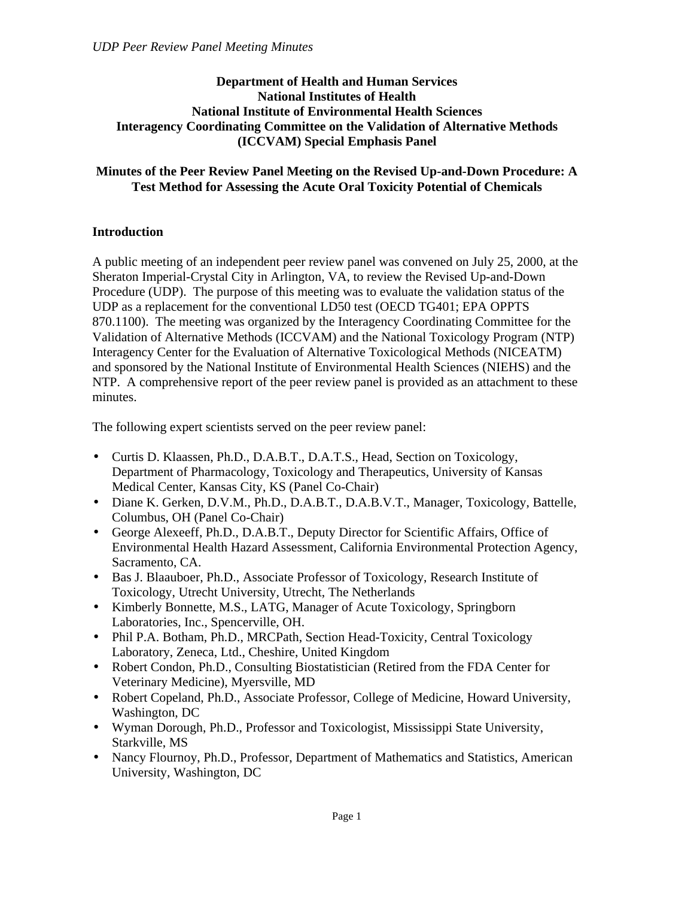**Department of Health and Human Services**
**National Institutes of Health**
**National Institute of Environmental Health Sciences**
**Interagency Coordinating Committee on the Validation of Alternative Methods (ICCVAM) Special Emphasis Panel**

# Minutes of the Peer Review Panel Meeting on the Revised Up-and-Down Procedure: A Test Method for Assessing the Acute Oral Toxicity Potential of Chemicals

## Introduction

A public meeting of an independent peer review panel was convened on July 25, 2000, at the Sheraton Imperial-Crystal City in Arlington, VA, to review the Revised Up-and-Down Procedure (UDP). The purpose of this meeting was to evaluate the validation status of the UDP as a replacement for the conventional LD50 test (OECD TG401; EPA OPPTS 870.1100). The meeting was organized by the Interagency Coordinating Committee for the Validation of Alternative Methods (ICCVAM) and the National Toxicology Program (NTP) Interagency Center for the Evaluation of Alternative Toxicological Methods (NICEATM) and sponsored by the National Institute of Environmental Health Sciences (NIEHS) and the NTP. A comprehensive report of the peer review panel is provided as an attachment to these minutes.

The following expert scientists served on the peer review panel:

- Curtis D. Klaassen, Ph.D., D.A.B.T., D.A.T.S., Head, Section on Toxicology, Department of Pharmacology, Toxicology and Therapeutics, University of Kansas Medical Center, Kansas City, KS (Panel Co-Chair)
- Diane K. Gerken, D.V.M., Ph.D., D.A.B.T., D.A.B.V.T., Manager, Toxicology, Battelle, Columbus, OH (Panel Co-Chair)
- George Alexeeff, Ph.D., D.A.B.T., Deputy Director for Scientific Affairs, Office of Environmental Health Hazard Assessment, California Environmental Protection Agency, Sacramento, CA.
- Bas J. Blaauboer, Ph.D., Associate Professor of Toxicology, Research Institute of Toxicology, Utrecht University, Utrecht, The Netherlands
- Kimberly Bonnette, M.S., LATG, Manager of Acute Toxicology, Springborn Laboratories, Inc., Spencerville, OH.
- Phil P.A. Botham, Ph.D., MRCPath, Section Head-Toxicity, Central Toxicology Laboratory, Zeneca, Ltd., Cheshire, United Kingdom
- Robert Condon, Ph.D., Consulting Biostatistician (Retired from the FDA Center for Veterinary Medicine), Myersville, MD
- Robert Copeland, Ph.D., Associate Professor, College of Medicine, Howard University, Washington, DC
- Wyman Dorough, Ph.D., Professor and Toxicologist, Mississippi State University, Starkville, MS
- Nancy Flournoy, Ph.D., Professor, Department of Mathematics and Statistics, American University, Washington, DC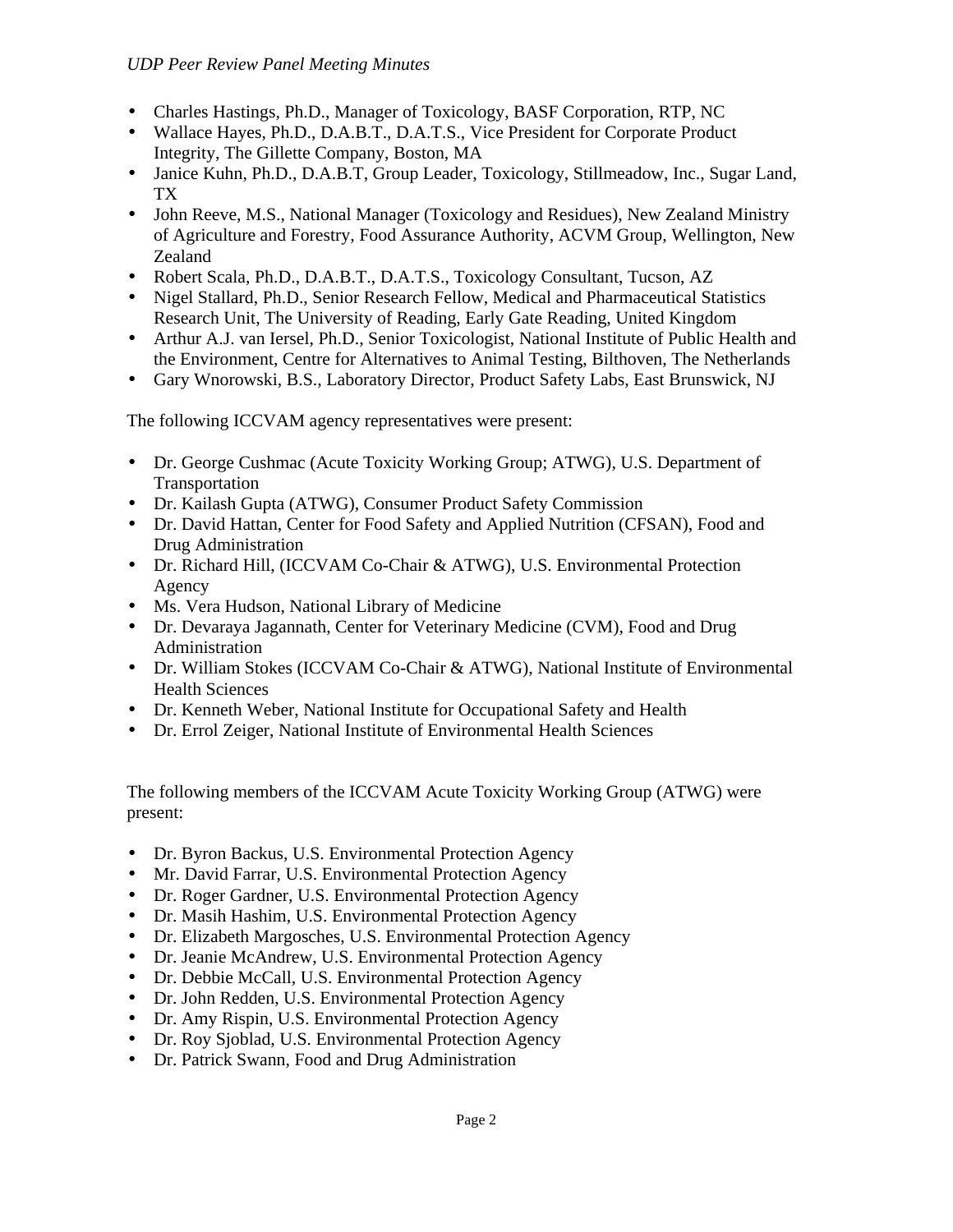- Charles Hastings, Ph.D., Manager of Toxicology, BASF Corporation, RTP, NC
- Wallace Hayes, Ph.D., D.A.B.T., D.A.T.S., Vice President for Corporate Product Integrity, The Gillette Company, Boston, MA
- Janice Kuhn, Ph.D., D.A.B.T, Group Leader, Toxicology, Stillmeadow, Inc., Sugar Land, TX
- John Reeve, M.S., National Manager (Toxicology and Residues), New Zealand Ministry of Agriculture and Forestry, Food Assurance Authority, ACVM Group, Wellington, New Zealand
- Robert Scala, Ph.D., D.A.B.T., D.A.T.S., Toxicology Consultant, Tucson, AZ
- Nigel Stallard, Ph.D., Senior Research Fellow, Medical and Pharmaceutical Statistics Research Unit, The University of Reading, Early Gate Reading, United Kingdom
- Arthur A.J. van Iersel, Ph.D., Senior Toxicologist, National Institute of Public Health and the Environment, Centre for Alternatives to Animal Testing, Bilthoven, The Netherlands
- Gary Wnorowski, B.S., Laboratory Director, Product Safety Labs, East Brunswick, NJ

The following ICCVAM agency representatives were present:

- Dr. George Cushmac (Acute Toxicity Working Group; ATWG), U.S. Department of Transportation
- Dr. Kailash Gupta (ATWG), Consumer Product Safety Commission
- Dr. David Hattan, Center for Food Safety and Applied Nutrition (CFSAN), Food and Drug Administration
- Dr. Richard Hill, (ICCVAM Co-Chair & ATWG), U.S. Environmental Protection Agency
- Ms. Vera Hudson, National Library of Medicine
- Dr. Devaraya Jagannath, Center for Veterinary Medicine (CVM), Food and Drug Administration
- Dr. William Stokes (ICCVAM Co-Chair & ATWG), National Institute of Environmental Health Sciences
- Dr. Kenneth Weber, National Institute for Occupational Safety and Health
- Dr. Errol Zeiger, National Institute of Environmental Health Sciences

The following members of the ICCVAM Acute Toxicity Working Group (ATWG) were present:

- Dr. Byron Backus, U.S. Environmental Protection Agency
- Mr. David Farrar, U.S. Environmental Protection Agency
- Dr. Roger Gardner, U.S. Environmental Protection Agency
- Dr. Masih Hashim, U.S. Environmental Protection Agency
- Dr. Elizabeth Margosches, U.S. Environmental Protection Agency
- Dr. Jeanie McAndrew, U.S. Environmental Protection Agency
- Dr. Debbie McCall, U.S. Environmental Protection Agency
- Dr. John Redden, U.S. Environmental Protection Agency
- Dr. Amy Rispin, U.S. Environmental Protection Agency
- Dr. Roy Sjoblad, U.S. Environmental Protection Agency
- Dr. Patrick Swann, Food and Drug Administration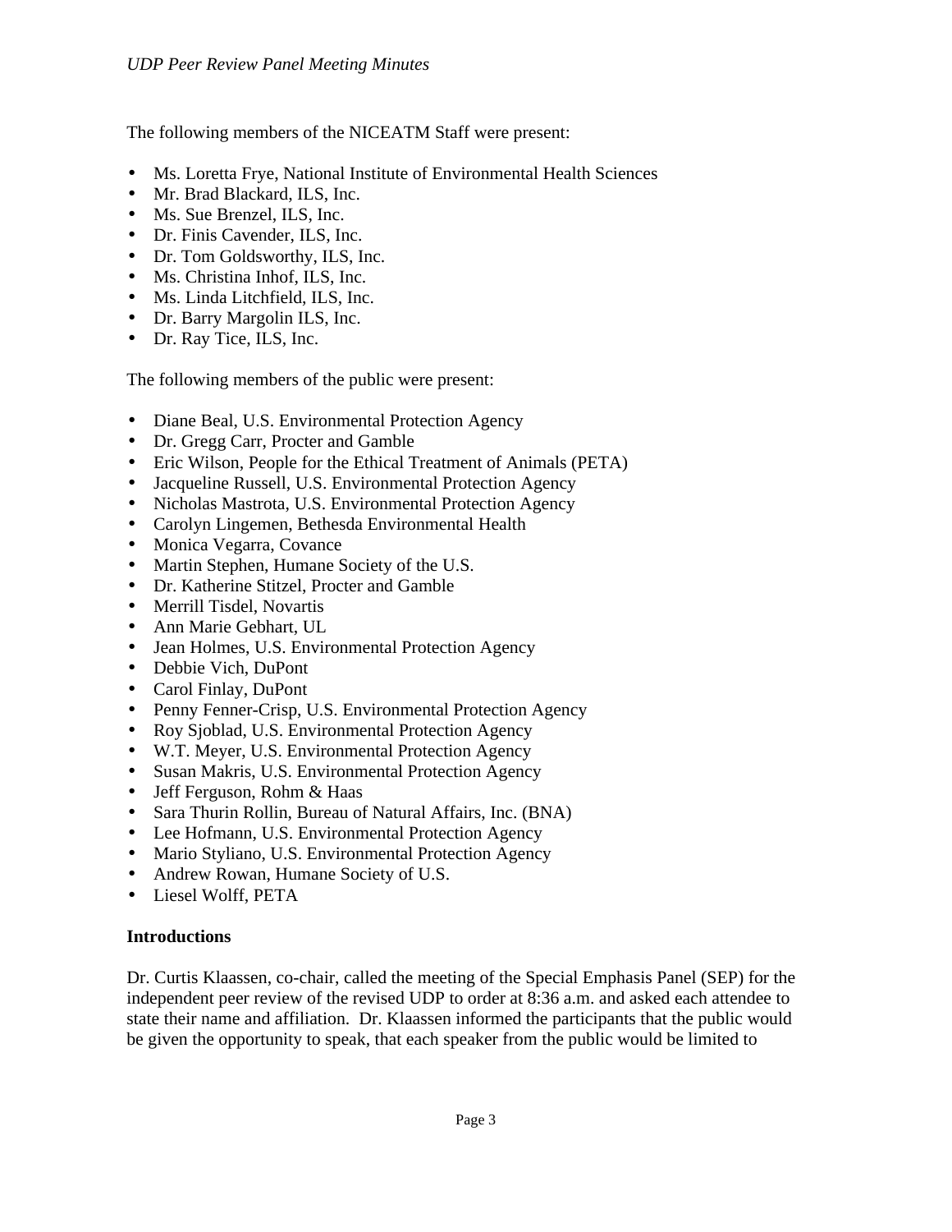The following members of the NICEATM Staff were present:

- Ms. Loretta Frye, National Institute of Environmental Health Sciences
- Mr. Brad Blackard, ILS, Inc.
- Ms. Sue Brenzel, ILS, Inc.
- Dr. Finis Cavender, ILS, Inc.
- Dr. Tom Goldsworthy, ILS, Inc.
- Ms. Christina Inhof, ILS, Inc.
- Ms. Linda Litchfield, ILS, Inc.
- Dr. Barry Margolin ILS, Inc.
- Dr. Ray Tice, ILS, Inc.

The following members of the public were present:

- Diane Beal, U.S. Environmental Protection Agency
- Dr. Gregg Carr, Procter and Gamble
- Eric Wilson, People for the Ethical Treatment of Animals (PETA)
- Jacqueline Russell, U.S. Environmental Protection Agency
- Nicholas Mastrota, U.S. Environmental Protection Agency
- Carolyn Lingemen, Bethesda Environmental Health
- Monica Vegarra, Covance
- Martin Stephen, Humane Society of the U.S.
- Dr. Katherine Stitzel, Procter and Gamble
- Merrill Tisdel, Novartis
- Ann Marie Gebhart, UL
- Jean Holmes, U.S. Environmental Protection Agency
- Debbie Vich, DuPont
- Carol Finlay, DuPont
- Penny Fenner-Crisp, U.S. Environmental Protection Agency
- Roy Sjoblad, U.S. Environmental Protection Agency
- W.T. Meyer, U.S. Environmental Protection Agency
- Susan Makris, U.S. Environmental Protection Agency
- Jeff Ferguson, Rohm & Haas
- Sara Thurin Rollin, Bureau of Natural Affairs, Inc. (BNA)
- Lee Hofmann, U.S. Environmental Protection Agency
- Mario Styliano, U.S. Environmental Protection Agency
- Andrew Rowan, Humane Society of U.S.
- Liesel Wolff, PETA

**Introductions**

Dr. Curtis Klaassen, co-chair, called the meeting of the Special Emphasis Panel (SEP) for the independent peer review of the revised UDP to order at 8:36 a.m. and asked each attendee to state their name and affiliation. Dr. Klaassen informed the participants that the public would be given the opportunity to speak, that each speaker from the public would be limited to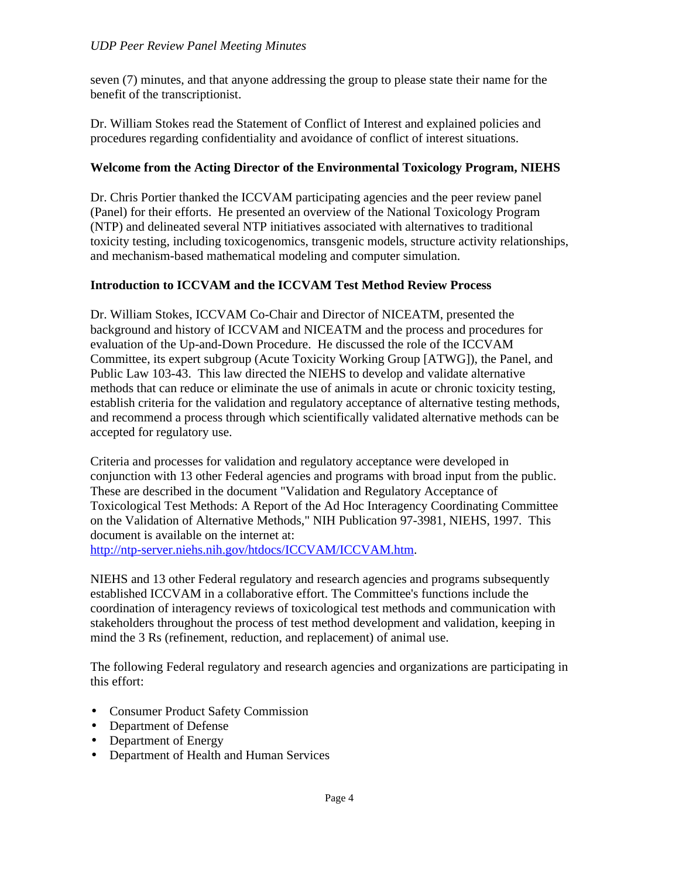seven (7) minutes, and that anyone addressing the group to please state their name for the benefit of the transcriptionist.

Dr. William Stokes read the Statement of Conflict of Interest and explained policies and procedures regarding confidentiality and avoidance of conflict of interest situations.

**Welcome from the Acting Director of the Environmental Toxicology Program, NIEHS**

Dr. Chris Portier thanked the ICCVAM participating agencies and the peer review panel (Panel) for their efforts. He presented an overview of the National Toxicology Program (NTP) and delineated several NTP initiatives associated with alternatives to traditional toxicity testing, including toxicogenomics, transgenic models, structure activity relationships, and mechanism-based mathematical modeling and computer simulation.

**Introduction to ICCVAM and the ICCVAM Test Method Review Process**

Dr. William Stokes, ICCVAM Co-Chair and Director of NICEATM, presented the background and history of ICCVAM and NICEATM and the process and procedures for evaluation of the Up-and-Down Procedure. He discussed the role of the ICCVAM Committee, its expert subgroup (Acute Toxicity Working Group [ATWG]), the Panel, and Public Law 103-43. This law directed the NIEHS to develop and validate alternative methods that can reduce or eliminate the use of animals in acute or chronic toxicity testing, establish criteria for the validation and regulatory acceptance of alternative testing methods, and recommend a process through which scientifically validated alternative methods can be accepted for regulatory use.

Criteria and processes for validation and regulatory acceptance were developed in conjunction with 13 other Federal agencies and programs with broad input from the public. These are described in the document "Validation and Regulatory Acceptance of Toxicological Test Methods: A Report of the Ad Hoc Interagency Coordinating Committee on the Validation of Alternative Methods," NIH Publication 97-3981, NIEHS, 1997. This document is available on the internet at: http://ntp-server.niehs.nih.gov/htdocs/ICCVAM/ICCVAM.htm.

NIEHS and 13 other Federal regulatory and research agencies and programs subsequently established ICCVAM in a collaborative effort. The Committee's functions include the coordination of interagency reviews of toxicological test methods and communication with stakeholders throughout the process of test method development and validation, keeping in mind the 3 Rs (refinement, reduction, and replacement) of animal use.

The following Federal regulatory and research agencies and organizations are participating in this effort:

- Consumer Product Safety Commission
- Department of Defense
- Department of Energy
- Department of Health and Human Services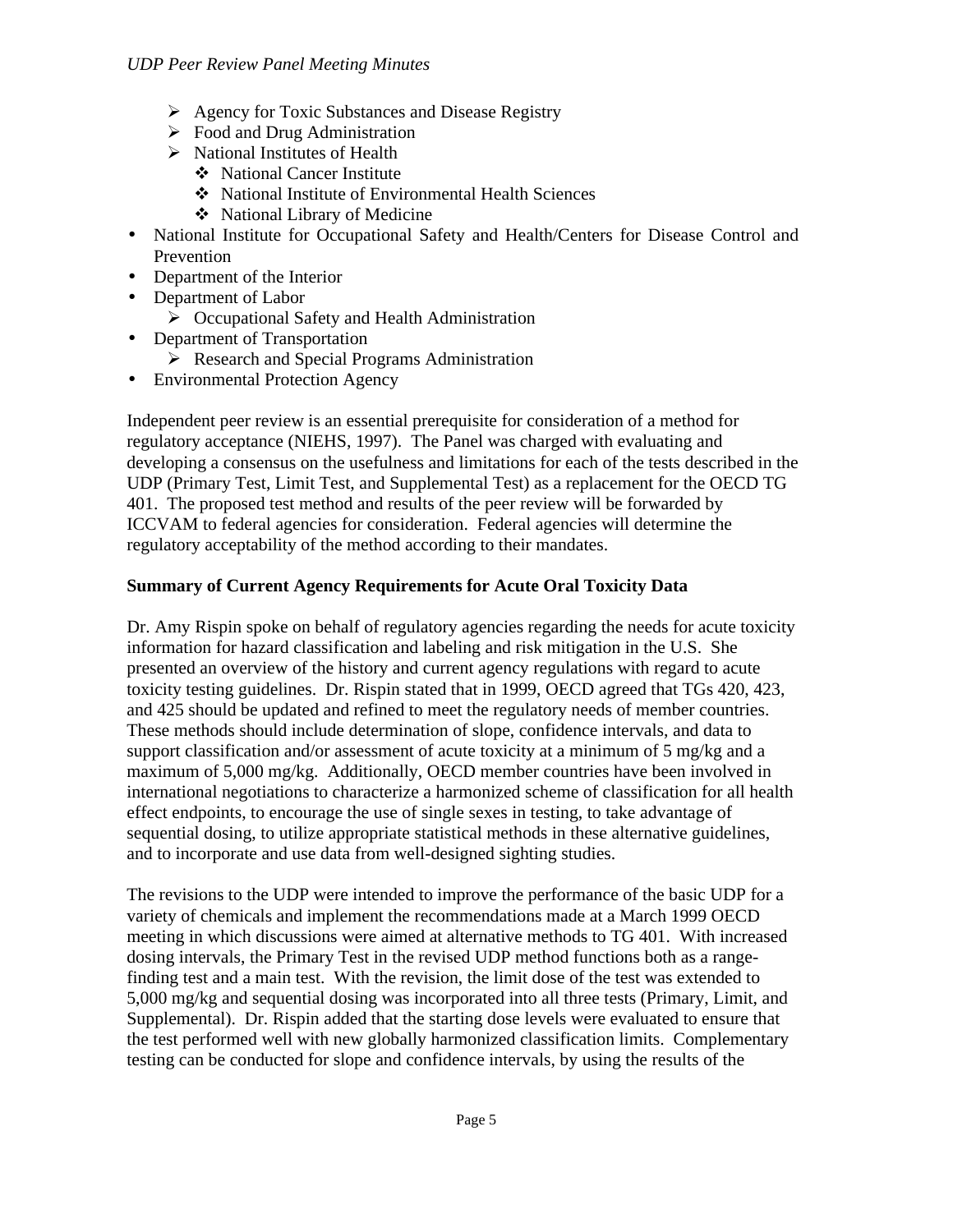- Agency for Toxic Substances and Disease Registry
    - Food and Drug Administration
    - National Institutes of Health
        - National Cancer Institute
        - National Institute of Environmental Health Sciences
        - National Library of Medicine
- National Institute for Occupational Safety and Health/Centers for Disease Control and Prevention
- Department of the Interior
- Department of Labor
    - Occupational Safety and Health Administration
- Department of Transportation
    - Research and Special Programs Administration
- Environmental Protection Agency

Independent peer review is an essential prerequisite for consideration of a method for regulatory acceptance (NIEHS, 1997). The Panel was charged with evaluating and developing a consensus on the usefulness and limitations for each of the tests described in the UDP (Primary Test, Limit Test, and Supplemental Test) as a replacement for the OECD TG 401. The proposed test method and results of the peer review will be forwarded by ICCVAM to federal agencies for consideration. Federal agencies will determine the regulatory acceptability of the method according to their mandates.

**Summary of Current Agency Requirements for Acute Oral Toxicity Data**

Dr. Amy Rispin spoke on behalf of regulatory agencies regarding the needs for acute toxicity information for hazard classification and labeling and risk mitigation in the U.S. She presented an overview of the history and current agency regulations with regard to acute toxicity testing guidelines. Dr. Rispin stated that in 1999, OECD agreed that TGs 420, 423, and 425 should be updated and refined to meet the regulatory needs of member countries. These methods should include determination of slope, confidence intervals, and data to support classification and/or assessment of acute toxicity at a minimum of 5 mg/kg and a maximum of 5,000 mg/kg. Additionally, OECD member countries have been involved in international negotiations to characterize a harmonized scheme of classification for all health effect endpoints, to encourage the use of single sexes in testing, to take advantage of sequential dosing, to utilize appropriate statistical methods in these alternative guidelines, and to incorporate and use data from well-designed sighting studies.

The revisions to the UDP were intended to improve the performance of the basic UDP for a variety of chemicals and implement the recommendations made at a March 1999 OECD meeting in which discussions were aimed at alternative methods to TG 401. With increased dosing intervals, the Primary Test in the revised UDP method functions both as a range-finding test and a main test. With the revision, the limit dose of the test was extended to 5,000 mg/kg and sequential dosing was incorporated into all three tests (Primary, Limit, and Supplemental). Dr. Rispin added that the starting dose levels were evaluated to ensure that the test performed well with new globally harmonized classification limits. Complementary testing can be conducted for slope and confidence intervals, by using the results of the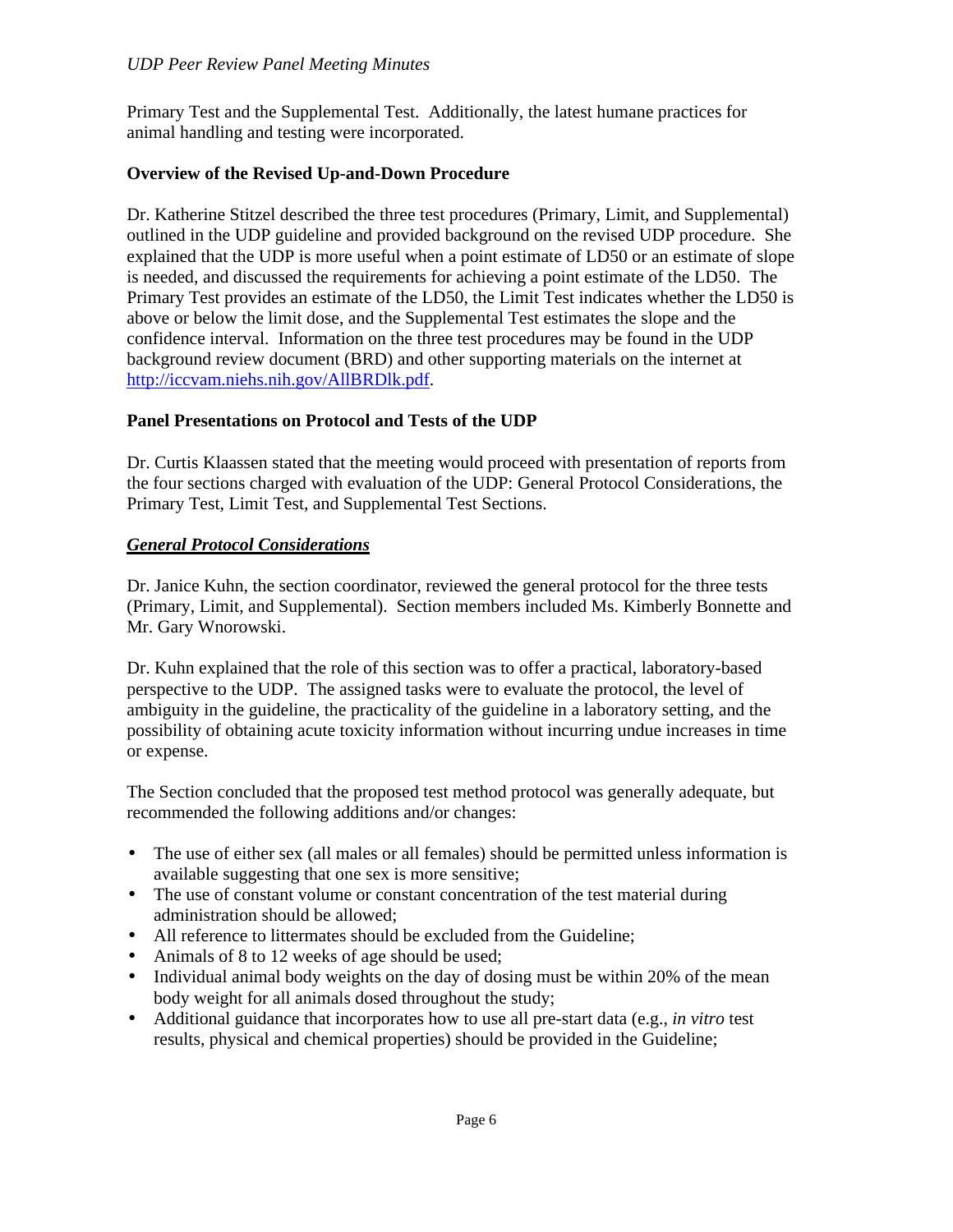Primary Test and the Supplemental Test. Additionally, the latest humane practices for animal handling and testing were incorporated.

**Overview of the Revised Up-and-Down Procedure**

Dr. Katherine Stitzel described the three test procedures (Primary, Limit, and Supplemental) outlined in the UDP guideline and provided background on the revised UDP procedure. She explained that the UDP is more useful when a point estimate of LD50 or an estimate of slope is needed, and discussed the requirements for achieving a point estimate of the LD50. The Primary Test provides an estimate of the LD50, the Limit Test indicates whether the LD50 is above or below the limit dose, and the Supplemental Test estimates the slope and the confidence interval. Information on the three test procedures may be found in the UDP background review document (BRD) and other supporting materials on the internet at [http://iccvam.niehs.nih.gov/AllBRDlk.pdf](http://iccvam.niehs.nih.gov/AllBRDlk.pdf).

**Panel Presentations on Protocol and Tests of the UDP**

Dr. Curtis Klaassen stated that the meeting would proceed with presentation of reports from the four sections charged with evaluation of the UDP: General Protocol Considerations, the Primary Test, Limit Test, and Supplemental Test Sections.

***General Protocol Considerations***

Dr. Janice Kuhn, the section coordinator, reviewed the general protocol for the three tests (Primary, Limit, and Supplemental). Section members included Ms. Kimberly Bonnette and Mr. Gary Wnorowski.

Dr. Kuhn explained that the role of this section was to offer a practical, laboratory-based perspective to the UDP. The assigned tasks were to evaluate the protocol, the level of ambiguity in the guideline, the practicality of the guideline in a laboratory setting, and the possibility of obtaining acute toxicity information without incurring undue increases in time or expense.

The Section concluded that the proposed test method protocol was generally adequate, but recommended the following additions and/or changes:

- The use of either sex (all males or all females) should be permitted unless information is available suggesting that one sex is more sensitive;
- The use of constant volume or constant concentration of the test material during administration should be allowed;
- All reference to littermates should be excluded from the Guideline;
- Animals of 8 to 12 weeks of age should be used;
- Individual animal body weights on the day of dosing must be within 20% of the mean body weight for all animals dosed throughout the study;
- Additional guidance that incorporates how to use all pre-start data (e.g., *in vitro* test results, physical and chemical properties) should be provided in the Guideline;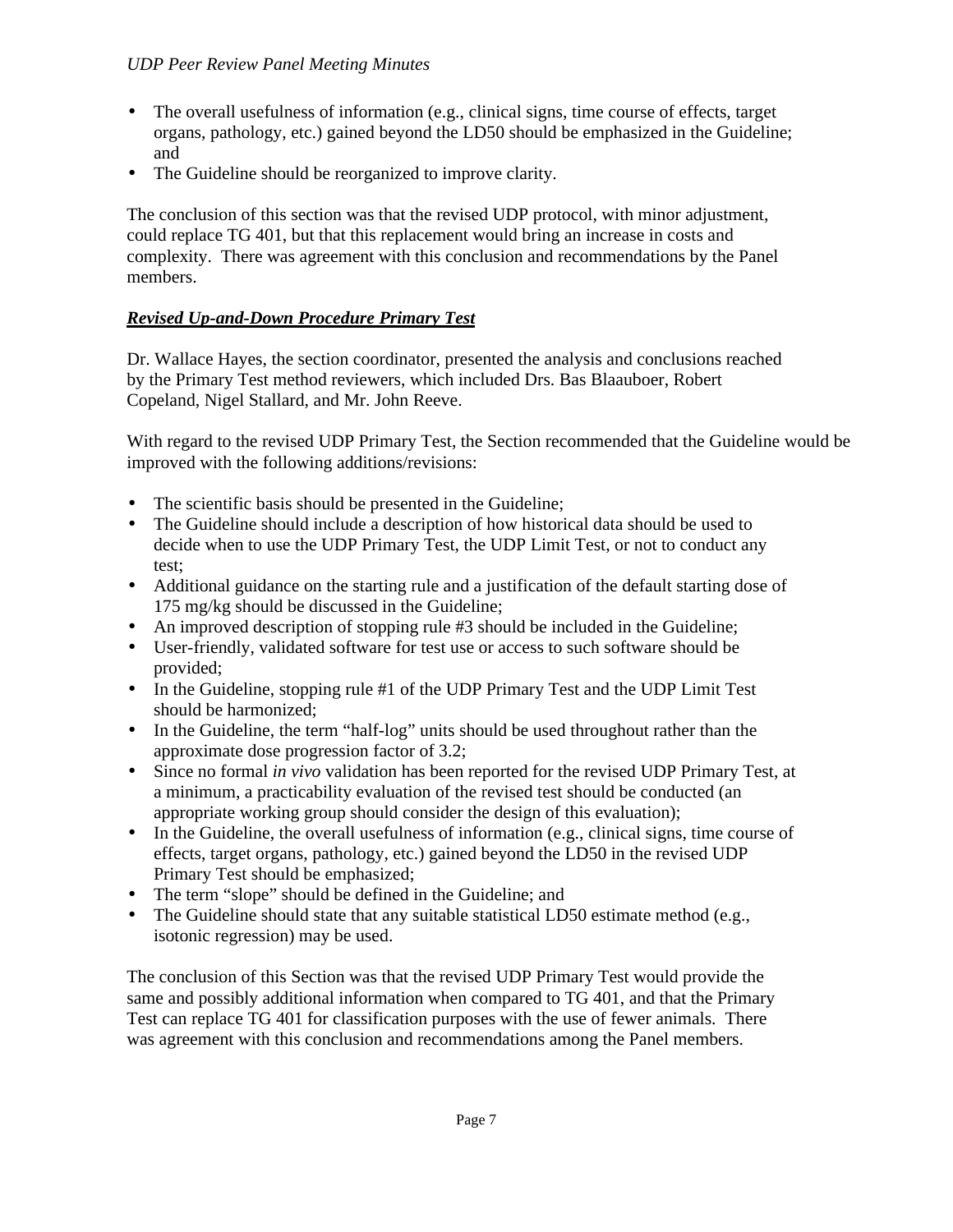- The overall usefulness of information (e.g., clinical signs, time course of effects, target organs, pathology, etc.) gained beyond the LD50 should be emphasized in the Guideline; and
- The Guideline should be reorganized to improve clarity.

The conclusion of this section was that the revised UDP protocol, with minor adjustment, could replace TG 401, but that this replacement would bring an increase in costs and complexity. There was agreement with this conclusion and recommendations by the Panel members.

***Revised Up-and-Down Procedure Primary Test***

Dr. Wallace Hayes, the section coordinator, presented the analysis and conclusions reached by the Primary Test method reviewers, which included Drs. Bas Blaauboer, Robert Copeland, Nigel Stallard, and Mr. John Reeve.

With regard to the revised UDP Primary Test, the Section recommended that the Guideline would be improved with the following additions/revisions:

- The scientific basis should be presented in the Guideline;
- The Guideline should include a description of how historical data should be used to decide when to use the UDP Primary Test, the UDP Limit Test, or not to conduct any test;
- Additional guidance on the starting rule and a justification of the default starting dose of 175 mg/kg should be discussed in the Guideline;
- An improved description of stopping rule #3 should be included in the Guideline;
- User-friendly, validated software for test use or access to such software should be provided;
- In the Guideline, stopping rule #1 of the UDP Primary Test and the UDP Limit Test should be harmonized;
- In the Guideline, the term "half-log" units should be used throughout rather than the approximate dose progression factor of 3.2;
- Since no formal *in vivo* validation has been reported for the revised UDP Primary Test, at a minimum, a practicability evaluation of the revised test should be conducted (an appropriate working group should consider the design of this evaluation);
- In the Guideline, the overall usefulness of information (e.g., clinical signs, time course of effects, target organs, pathology, etc.) gained beyond the LD50 in the revised UDP Primary Test should be emphasized;
- The term "slope" should be defined in the Guideline; and
- The Guideline should state that any suitable statistical LD50 estimate method (e.g., isotonic regression) may be used.

The conclusion of this Section was that the revised UDP Primary Test would provide the same and possibly additional information when compared to TG 401, and that the Primary Test can replace TG 401 for classification purposes with the use of fewer animals. There was agreement with this conclusion and recommendations among the Panel members.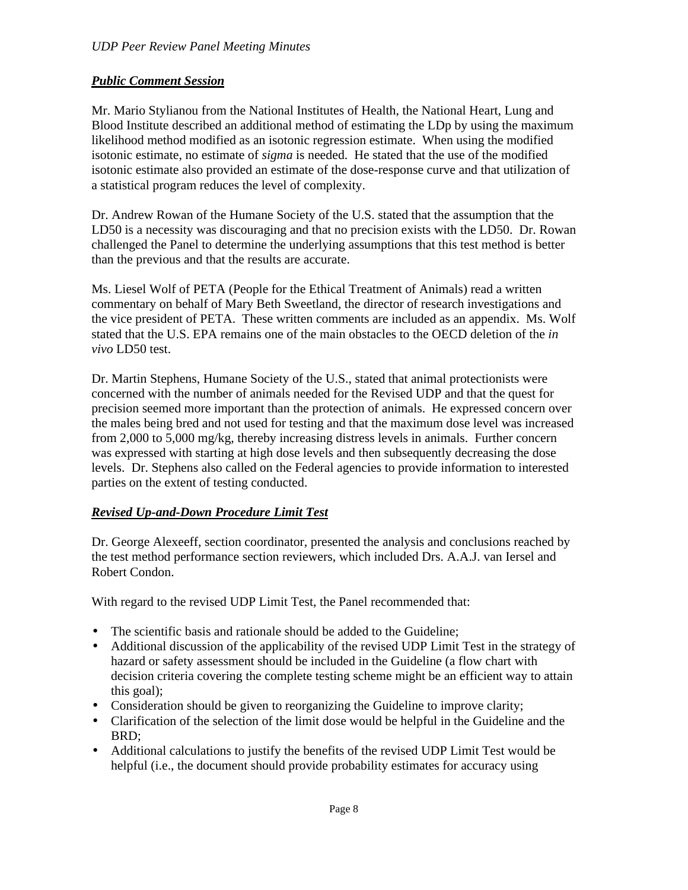***Public Comment Session***

Mr. Mario Stylianou from the National Institutes of Health, the National Heart, Lung and Blood Institute described an additional method of estimating the LDp by using the maximum likelihood method modified as an isotonic regression estimate. When using the modified isotonic estimate, no estimate of *sigma* is needed. He stated that the use of the modified isotonic estimate also provided an estimate of the dose-response curve and that utilization of a statistical program reduces the level of complexity.

Dr. Andrew Rowan of the Humane Society of the U.S. stated that the assumption that the LD50 is a necessity was discouraging and that no precision exists with the LD50. Dr. Rowan challenged the Panel to determine the underlying assumptions that this test method is better than the previous and that the results are accurate.

Ms. Liesel Wolf of PETA (People for the Ethical Treatment of Animals) read a written commentary on behalf of Mary Beth Sweetland, the director of research investigations and the vice president of PETA. These written comments are included as an appendix. Ms. Wolf stated that the U.S. EPA remains one of the main obstacles to the OECD deletion of the *in vivo* LD50 test.

Dr. Martin Stephens, Humane Society of the U.S., stated that animal protectionists were concerned with the number of animals needed for the Revised UDP and that the quest for precision seemed more important than the protection of animals. He expressed concern over the males being bred and not used for testing and that the maximum dose level was increased from 2,000 to 5,000 mg/kg, thereby increasing distress levels in animals. Further concern was expressed with starting at high dose levels and then subsequently decreasing the dose levels. Dr. Stephens also called on the Federal agencies to provide information to interested parties on the extent of testing conducted.

***Revised Up-and-Down Procedure Limit Test***

Dr. George Alexeeff, section coordinator, presented the analysis and conclusions reached by the test method performance section reviewers, which included Drs. A.A.J. van Iersel and Robert Condon.

With regard to the revised UDP Limit Test, the Panel recommended that:

- The scientific basis and rationale should be added to the Guideline;
- Additional discussion of the applicability of the revised UDP Limit Test in the strategy of hazard or safety assessment should be included in the Guideline (a flow chart with decision criteria covering the complete testing scheme might be an efficient way to attain this goal);
- Consideration should be given to reorganizing the Guideline to improve clarity;
- Clarification of the selection of the limit dose would be helpful in the Guideline and the BRD;
- Additional calculations to justify the benefits of the revised UDP Limit Test would be helpful (i.e., the document should provide probability estimates for accuracy using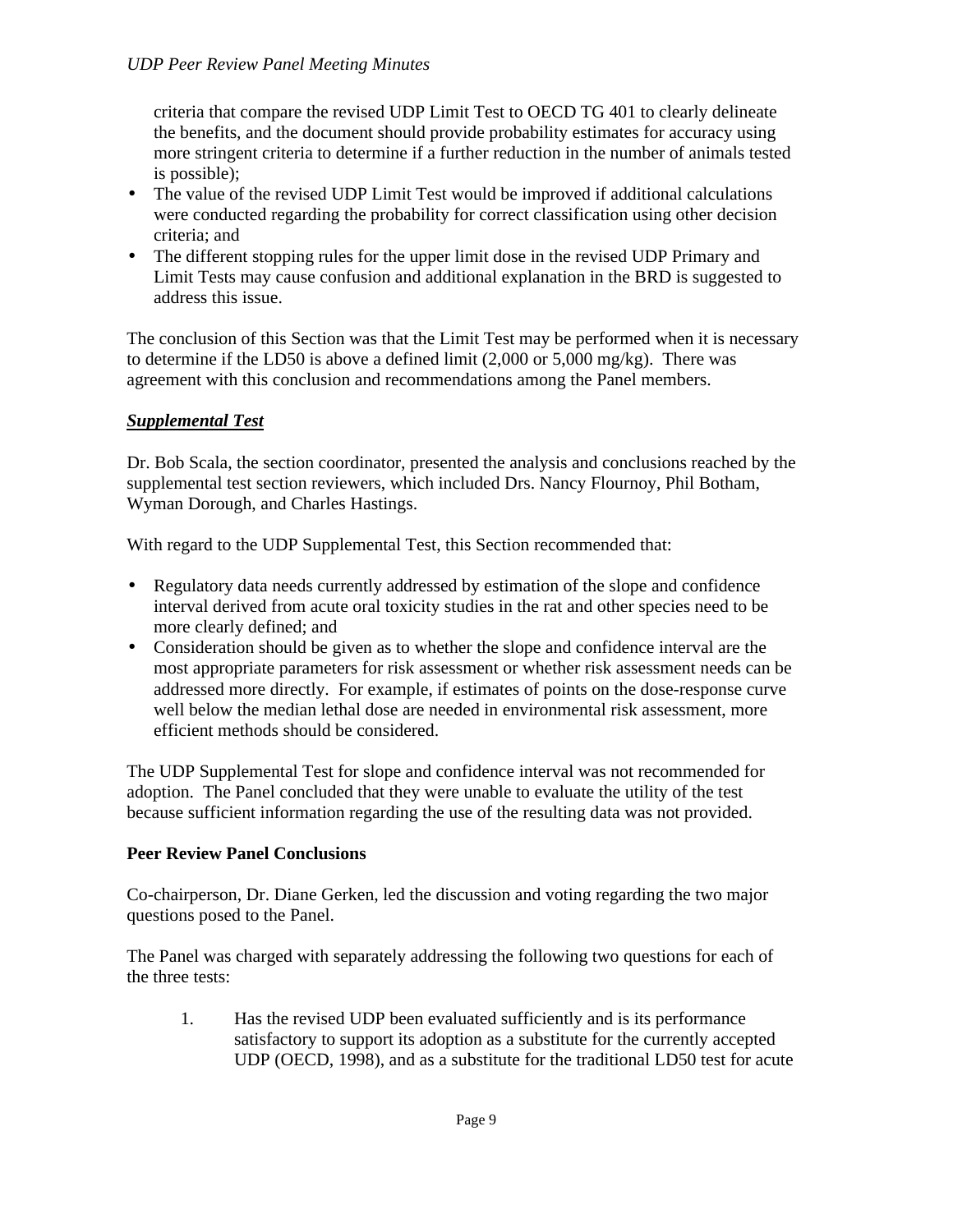criteria that compare the revised UDP Limit Test to OECD TG 401 to clearly delineate the benefits, and the document should provide probability estimates for accuracy using more stringent criteria to determine if a further reduction in the number of animals tested is possible);

- The value of the revised UDP Limit Test would be improved if additional calculations were conducted regarding the probability for correct classification using other decision criteria; and
- The different stopping rules for the upper limit dose in the revised UDP Primary and Limit Tests may cause confusion and additional explanation in the BRD is suggested to address this issue.

The conclusion of this Section was that the Limit Test may be performed when it is necessary to determine if the LD50 is above a defined limit (2,000 or 5,000 mg/kg). There was agreement with this conclusion and recommendations among the Panel members.

***Supplemental Test***

Dr. Bob Scala, the section coordinator, presented the analysis and conclusions reached by the supplemental test section reviewers, which included Drs. Nancy Flournoy, Phil Botham, Wyman Dorough, and Charles Hastings.

With regard to the UDP Supplemental Test, this Section recommended that:

- Regulatory data needs currently addressed by estimation of the slope and confidence interval derived from acute oral toxicity studies in the rat and other species need to be more clearly defined; and
- Consideration should be given as to whether the slope and confidence interval are the most appropriate parameters for risk assessment or whether risk assessment needs can be addressed more directly. For example, if estimates of points on the dose-response curve well below the median lethal dose are needed in environmental risk assessment, more efficient methods should be considered.

The UDP Supplemental Test for slope and confidence interval was not recommended for adoption. The Panel concluded that they were unable to evaluate the utility of the test because sufficient information regarding the use of the resulting data was not provided.

**Peer Review Panel Conclusions**

Co-chairperson, Dr. Diane Gerken, led the discussion and voting regarding the two major questions posed to the Panel.

The Panel was charged with separately addressing the following two questions for each of the three tests:

1. Has the revised UDP been evaluated sufficiently and is its performance satisfactory to support its adoption as a substitute for the currently accepted UDP (OECD, 1998), and as a substitute for the traditional LD50 test for acute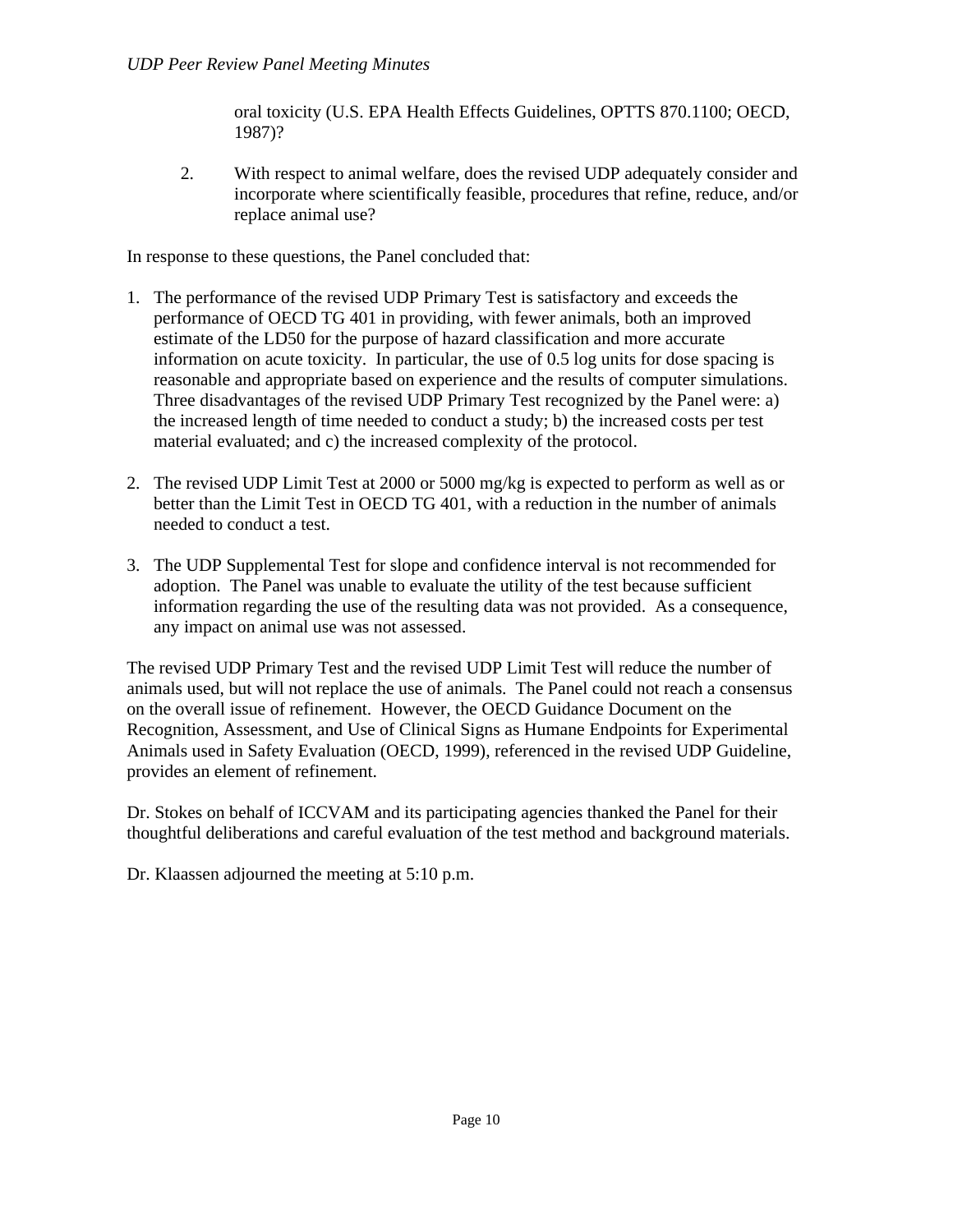oral toxicity (U.S. EPA Health Effects Guidelines, OPTTS 870.1100; OECD, 1987)?

2. With respect to animal welfare, does the revised UDP adequately consider and incorporate where scientifically feasible, procedures that refine, reduce, and/or replace animal use?

In response to these questions, the Panel concluded that:

1. The performance of the revised UDP Primary Test is satisfactory and exceeds the performance of OECD TG 401 in providing, with fewer animals, both an improved estimate of the LD50 for the purpose of hazard classification and more accurate information on acute toxicity. In particular, the use of 0.5 log units for dose spacing is reasonable and appropriate based on experience and the results of computer simulations. Three disadvantages of the revised UDP Primary Test recognized by the Panel were: a) the increased length of time needed to conduct a study; b) the increased costs per test material evaluated; and c) the increased complexity of the protocol.

2. The revised UDP Limit Test at 2000 or 5000 mg/kg is expected to perform as well as or better than the Limit Test in OECD TG 401, with a reduction in the number of animals needed to conduct a test.

3. The UDP Supplemental Test for slope and confidence interval is not recommended for adoption. The Panel was unable to evaluate the utility of the test because sufficient information regarding the use of the resulting data was not provided. As a consequence, any impact on animal use was not assessed.

The revised UDP Primary Test and the revised UDP Limit Test will reduce the number of animals used, but will not replace the use of animals. The Panel could not reach a consensus on the overall issue of refinement. However, the OECD Guidance Document on the Recognition, Assessment, and Use of Clinical Signs as Humane Endpoints for Experimental Animals used in Safety Evaluation (OECD, 1999), referenced in the revised UDP Guideline, provides an element of refinement.

Dr. Stokes on behalf of ICCVAM and its participating agencies thanked the Panel for their thoughtful deliberations and careful evaluation of the test method and background materials.

Dr. Klaassen adjourned the meeting at 5:10 p.m.